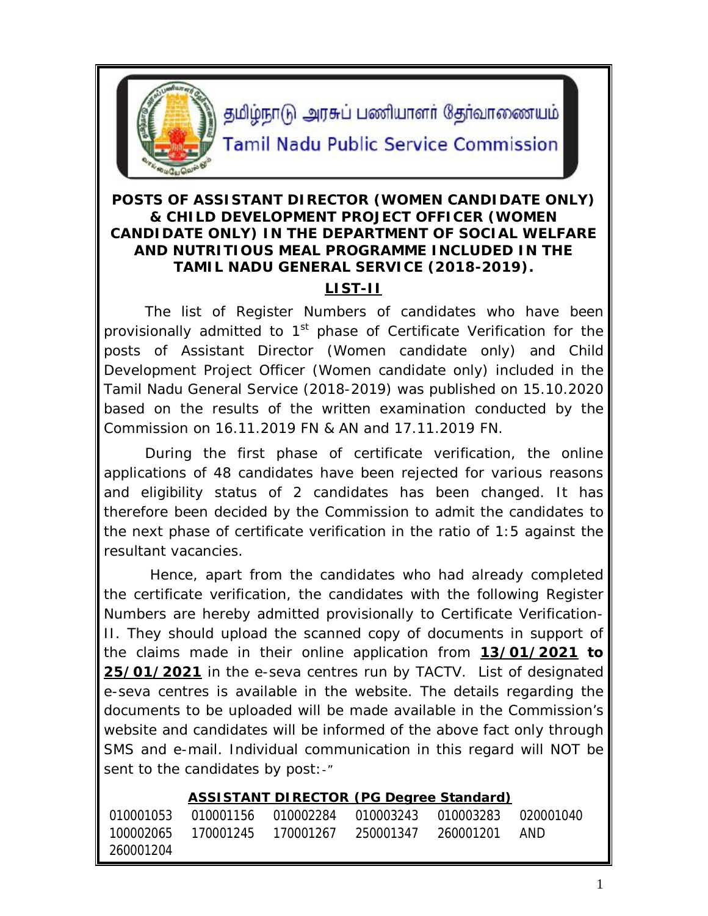தமிழ்நாடு அரசுப் பணியாளர் தேர்வாணையம்

Tamil Nadu Public Service Commission

**POSTS OF ASSISTANT DIRECTOR (WOMEN CANDIDATE ONLY) & CHILD DEVELOPMENT PROJECT OFFICER (WOMEN CANDIDATE ONLY) IN THE DEPARTMENT OF SOCIAL WELFARE AND NUTRITIOUS MEAL PROGRAMME INCLUDED IN THE TAMIL NADU GENERAL SERVICE (2018-2019).**

## LIST-II

The list of Register Numbers of candidates who have been provisionally admitted to 1st phase of Certificate Verification for the posts of Assistant Director (Women candidate only) and Child Development Project Officer (Women candidate only) included in the Tamil Nadu General Service (2018-2019) was published on 15.10.2020 based on the results of the written examination conducted by the Commission on 16.11.2019 FN & AN and 17.11.2019 FN.

During the first phase of certificate verification, the online applications of 48 candidates have been rejected for various reasons and eligibility status of 2 candidates has been changed. It has therefore been decided by the Commission to admit the candidates to the next phase of certificate verification in the ratio of 1:5 against the resultant vacancies.

Hence, apart from the candidates who had already completed the certificate verification, the candidates with the following Register Numbers are hereby admitted provisionally to Certificate Verification-II. They should upload the scanned copy of documents in support of the claims made in their online application from **13/01/2021 to 25/01/2021** in the e-seva centres run by TACTV. List of designated e-seva centres is available in the website. The details regarding the documents to be uploaded will be made available in the Commission's website and candidates will be informed of the above fact only through SMS and e-mail. Individual communication in this regard will NOT be sent to the candidates by post:-"

**ASSISTANT DIRECTOR (PG Degree Standard)**

010001053 010001156 010002284 010003243 010003283 020001040 100002065 170001245 170001267 250001347 260001201 AND 260001204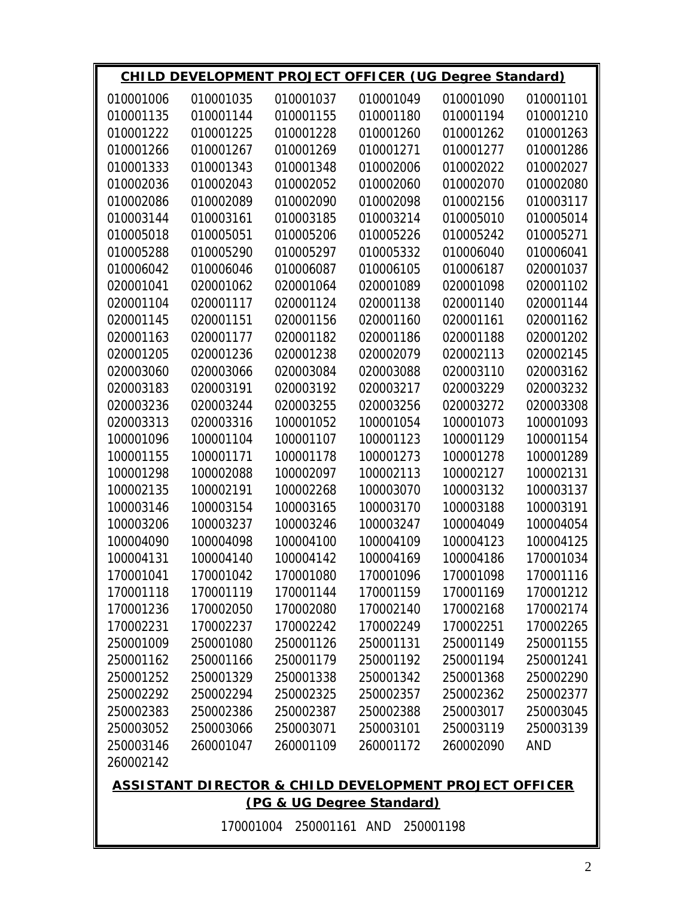**CHILD DEVELOPMENT PROJECT OFFICER (UG Degree Standard)**

| | | | | | |
|---|---|---|---|---|---|
| 010001006 | 010001035 | 010001037 | 010001049 | 010001090 | 010001101 |
| 010001135 | 010001144 | 010001155 | 010001180 | 010001194 | 010001210 |
| 010001222 | 010001225 | 010001228 | 010001260 | 010001262 | 010001263 |
| 010001266 | 010001267 | 010001269 | 010001271 | 010001277 | 010001286 |
| 010001333 | 010001343 | 010001348 | 010002006 | 010002022 | 010002027 |
| 010002036 | 010002043 | 010002052 | 010002060 | 010002070 | 010002080 |
| 010002086 | 010002089 | 010002090 | 010002098 | 010002156 | 010003117 |
| 010003144 | 010003161 | 010003185 | 010003214 | 010005010 | 010005014 |
| 010005018 | 010005051 | 010005206 | 010005226 | 010005242 | 010005271 |
| 010005288 | 010005290 | 010005297 | 010005332 | 010006040 | 010006041 |
| 010006042 | 010006046 | 010006087 | 010006105 | 010006187 | 020001037 |
| 020001041 | 020001062 | 020001064 | 020001089 | 020001098 | 020001102 |
| 020001104 | 020001117 | 020001124 | 020001138 | 020001140 | 020001144 |
| 020001145 | 020001151 | 020001156 | 020001160 | 020001161 | 020001162 |
| 020001163 | 020001177 | 020001182 | 020001186 | 020001188 | 020001202 |
| 020001205 | 020001236 | 020001238 | 020002079 | 020002113 | 020002145 |
| 020003060 | 020003066 | 020003084 | 020003088 | 020003110 | 020003162 |
| 020003183 | 020003191 | 020003192 | 020003217 | 020003229 | 020003232 |
| 020003236 | 020003244 | 020003255 | 020003256 | 020003272 | 020003308 |
| 020003313 | 020003316 | 100001052 | 100001054 | 100001073 | 100001093 |
| 100001096 | 100001104 | 100001107 | 100001123 | 100001129 | 100001154 |
| 100001155 | 100001171 | 100001178 | 100001273 | 100001278 | 100001289 |
| 100001298 | 100002088 | 100002097 | 100002113 | 100002127 | 100002131 |
| 100002135 | 100002191 | 100002268 | 100003070 | 100003132 | 100003137 |
| 100003146 | 100003154 | 100003165 | 100003170 | 100003188 | 100003191 |
| 100003206 | 100003237 | 100003246 | 100003247 | 100004049 | 100004054 |
| 100004090 | 100004098 | 100004100 | 100004109 | 100004123 | 100004125 |
| 100004131 | 100004140 | 100004142 | 100004169 | 100004186 | 170001034 |
| 170001041 | 170001042 | 170001080 | 170001096 | 170001098 | 170001116 |
| 170001118 | 170001119 | 170001144 | 170001159 | 170001169 | 170001212 |
| 170001236 | 170002050 | 170002080 | 170002140 | 170002168 | 170002174 |
| 170002231 | 170002237 | 170002242 | 170002249 | 170002251 | 170002265 |
| 250001009 | 250001080 | 250001126 | 250001131 | 250001149 | 250001155 |
| 250001162 | 250001166 | 250001179 | 250001192 | 250001194 | 250001241 |
| 250001252 | 250001329 | 250001338 | 250001342 | 250001368 | 250002290 |
| 250002292 | 250002294 | 250002325 | 250002357 | 250002362 | 250002377 |
| 250002383 | 250002386 | 250002387 | 250002388 | 250003017 | 250003045 |
| 250003052 | 250003066 | 250003071 | 250003101 | 250003119 | 250003139 |
| 250003146 | 260001047 | 260001109 | 260001172 | 260002090 | AND |
| 260002142 | | | | | |

**ASSISTANT DIRECTOR & CHILD DEVELOPMENT PROJECT OFFICER (PG & UG Degree Standard)**

170001004 250001161 AND 250001198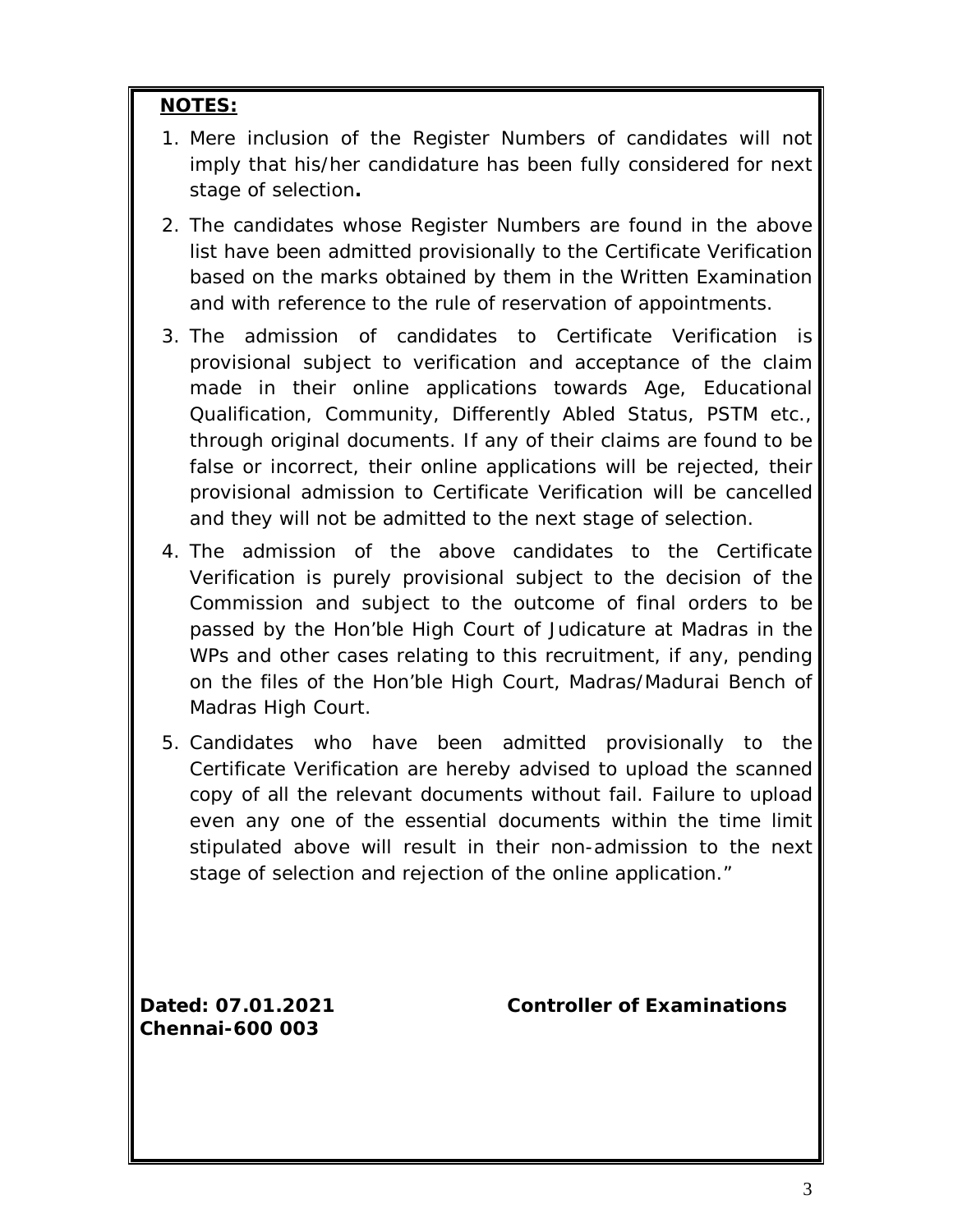**NOTES:**

1. Mere inclusion of the Register Numbers of candidates will not imply that his/her candidature has been fully considered for next stage of selection**.**
2. The candidates whose Register Numbers are found in the above list have been admitted provisionally to the Certificate Verification based on the marks obtained by them in the Written Examination and with reference to the rule of reservation of appointments.
3. The admission of candidates to Certificate Verification is provisional subject to verification and acceptance of the claim made in their online applications towards Age, Educational Qualification, Community, Differently Abled Status, PSTM etc., through original documents. If any of their claims are found to be false or incorrect, their online applications will be rejected, their provisional admission to Certificate Verification will be cancelled and they will not be admitted to the next stage of selection.
4. The admission of the above candidates to the Certificate Verification is purely provisional subject to the decision of the Commission and subject to the outcome of final orders to be passed by the Hon'ble High Court of Judicature at Madras in the WPs and other cases relating to this recruitment, if any, pending on the files of the Hon'ble High Court, Madras/Madurai Bench of Madras High Court.
5. Candidates who have been admitted provisionally to the Certificate Verification are hereby advised to upload the scanned copy of all the relevant documents without fail. Failure to upload even any one of the essential documents within the time limit stipulated above will result in their non-admission to the next stage of selection and rejection of the online application."

**Dated: 07.01.2021** **Controller of Examinations**
**Chennai-600 003**